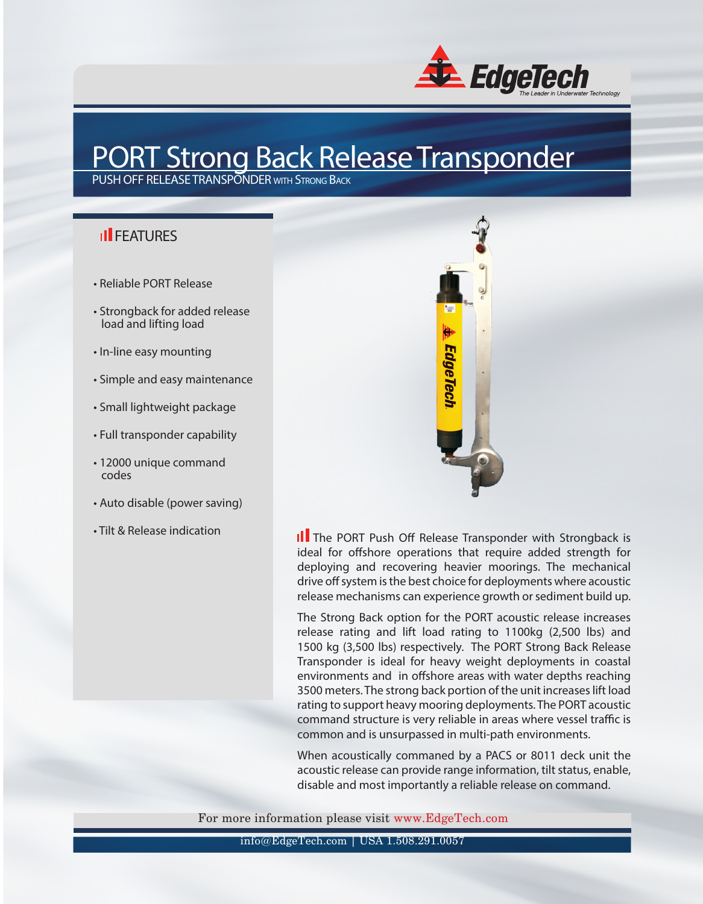# PORT Strong Back Release Transponder

PUSH OFF RELEASE TRANSPONDER WITH STRONG BACK

## FEATURES

- Reliable PORT Release
- Strongback for added release load and lifting load
- In-line easy mounting
- Simple and easy maintenance
- Small lightweight package
- Full transponder capability
- 12000 unique command codes
- Auto disable (power saving)
- Tilt & Release indication

The PORT Push Off Release Transponder with Strongback is ideal for offshore operations that require added strength for deploying and recovering heavier moorings. The mechanical drive off system is the best choice for deployments where acoustic release mechanisms can experience growth or sediment build up.

The Strong Back option for the PORT acoustic release increases release rating and lift load rating to 1100kg (2,500 lbs) and 1500 kg (3,500 lbs) respectively. The PORT Strong Back Release Transponder is ideal for heavy weight deployments in coastal environments and in offshore areas with water depths reaching 3500 meters. The strong back portion of the unit increases lift load rating to support heavy mooring deployments. The PORT acoustic command structure is very reliable in areas where vessel traffic is common and is unsurpassed in multi-path environments.

When acoustically commanded by a PACS or 8011 deck unit the acoustic release can provide range information, tilt status, enable, disable and most importantly a reliable release on command.

For more information please visit www.EdgeTech.com

info@EdgeTech.com | USA 1.508.291.0057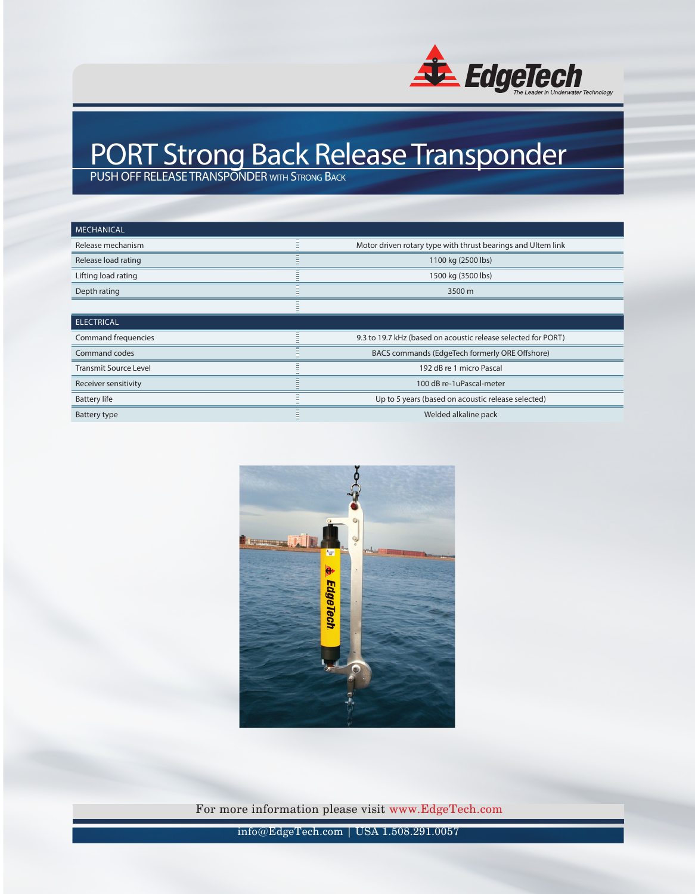# PORT Strong Back Release Transponder

## PUSH OFF RELEASE TRANSPONDER WITH STRONG BACK

| MECHANICAL | |
|---|---|
| Release mechanism | Motor driven rotary type with thrust bearings and Ultem link |
| Release load rating | 1100 kg (2500 lbs) |
| Lifting load rating | 1500 kg (3500 lbs) |
| Depth rating | 3500 m |

| ELECTRICAL | |
|---|---|
| Command frequencies | 9.3 to 19.7 kHz (based on acoustic release selected for PORT) |
| Command codes | BACS commands (EdgeTech formerly ORE Offshore) |
| Transmit Source Level | 192 dB re 1 micro Pascal |
| Receiver sensitivity | 100 dB re-1uPascal-meter |
| Battery life | Up to 5 years (based on acoustic release selected) |
| Battery type | Welded alkaline pack |

For more information please visit www.EdgeTech.com

info@EdgeTech.com | USA 1.508.291.0057